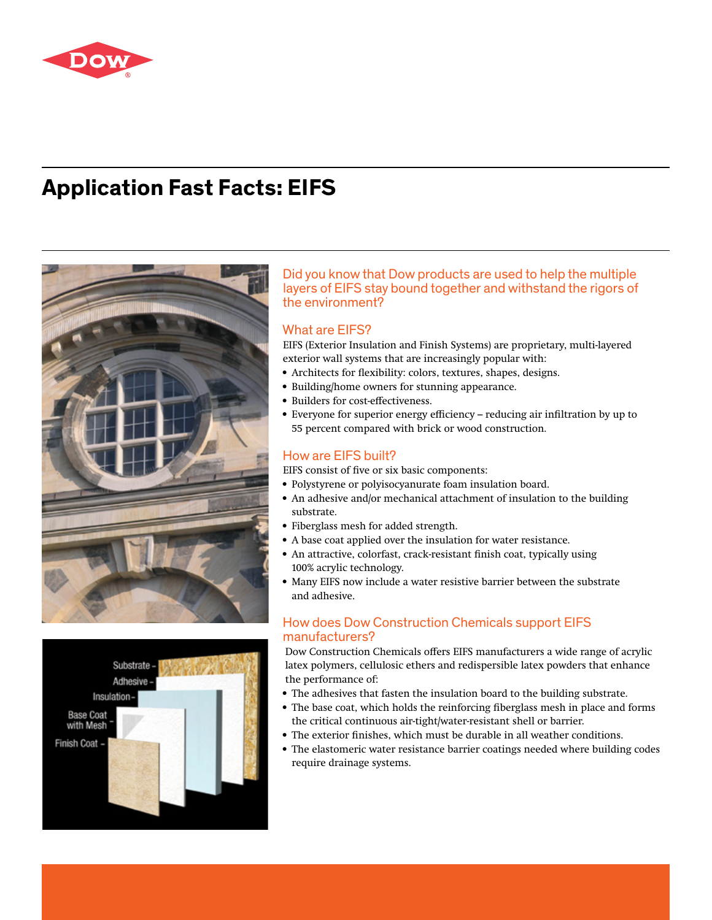# Application Fast Facts: EIFS

## Did you know that Dow products are used to help the multiple layers of EIFS stay bound together and withstand the rigors of the environment?

### What are EIFS?

EIFS (Exterior Insulation and Finish Systems) are proprietary, multi-layered exterior wall systems that are increasingly popular with:

- Architects for flexibility: colors, textures, shapes, designs.
- Building/home owners for stunning appearance.
- Builders for cost-effectiveness.
- Everyone for superior energy efficiency – reducing air infiltration by up to 55 percent compared with brick or wood construction.

### How are EIFS built?

EIFS consist of five or six basic components:

- Polystyrene or polyisocyanurate foam insulation board.
- An adhesive and/or mechanical attachment of insulation to the building substrate.
- Fiberglass mesh for added strength.
- A base coat applied over the insulation for water resistance.
- An attractive, colorfast, crack-resistant finish coat, typically using 100% acrylic technology.
- Many EIFS now include a water resistive barrier between the substrate and adhesive.

### How does Dow Construction Chemicals support EIFS manufacturers?

Dow Construction Chemicals offers EIFS manufacturers a wide range of acrylic latex polymers, cellulosic ethers and redispersible latex powders that enhance the performance of:

- The adhesives that fasten the insulation board to the building substrate.
- The base coat, which holds the reinforcing fiberglass mesh in place and forms the critical continuous air-tight/water-resistant shell or barrier.
- The exterior finishes, which must be durable in all weather conditions.
- The elastomeric water resistance barrier coatings needed where building codes require drainage systems.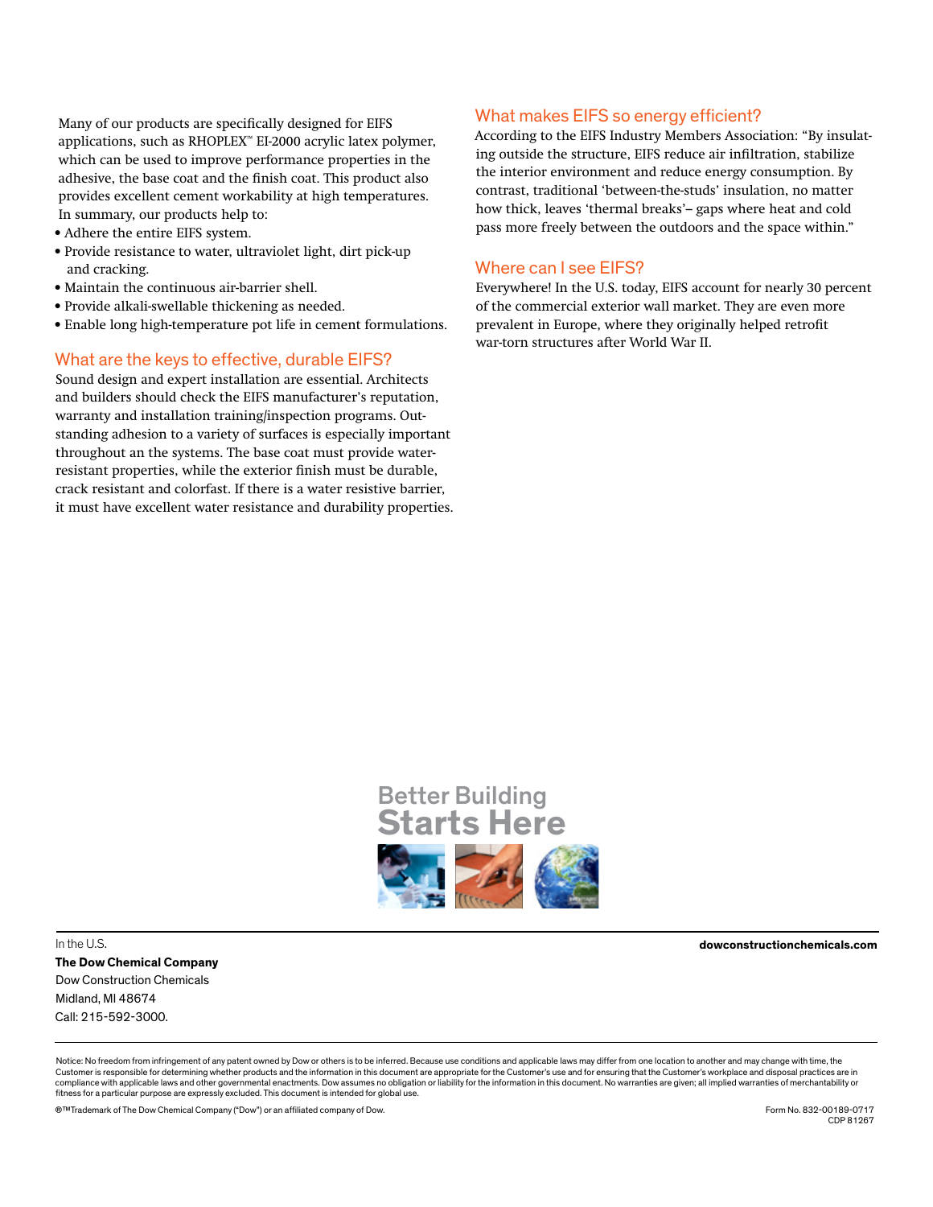Many of our products are specifically designed for EIFS applications, such as RHOPLEX™ EI-2000 acrylic latex polymer, which can be used to improve performance properties in the adhesive, the base coat and the finish coat. This product also provides excellent cement workability at high temperatures. In summary, our products help to:

- Adhere the entire EIFS system.
- Provide resistance to water, ultraviolet light, dirt pick-up and cracking.
- Maintain the continuous air-barrier shell.
- Provide alkali-swellable thickening as needed.
- Enable long high-temperature pot life in cement formulations.

## What are the keys to effective, durable EIFS?

Sound design and expert installation are essential. Architects and builders should check the EIFS manufacturer's reputation, warranty and installation training/inspection programs. Outstanding adhesion to a variety of surfaces is especially important throughout an the systems. The base coat must provide water-resistant properties, while the exterior finish must be durable, crack resistant and colorfast. If there is a water resistive barrier, it must have excellent water resistance and durability properties.

## What makes EIFS so energy efficient?

According to the EIFS Industry Members Association: "By insulating outside the structure, EIFS reduce air infiltration, stabilize the interior environment and reduce energy consumption. By contrast, traditional 'between-the-studs' insulation, no matter how thick, leaves 'thermal breaks'– gaps where heat and cold pass more freely between the outdoors and the space within."

## Where can I see EIFS?

Everywhere! In the U.S. today, EIFS account for nearly 30 percent of the commercial exterior wall market. They are even more prevalent in Europe, where they originally helped retrofit war-torn structures after World War II.

Better Building
**Starts Here**

In the U.S.
**The Dow Chemical Company**
Dow Construction Chemicals
Midland, MI 48674
Call: 215-592-3000.

**dowconstructionchemicals.com**

Notice: No freedom from infringement of any patent owned by Dow or others is to be inferred. Because use conditions and applicable laws may differ from one location to another and may change with time, the Customer is responsible for determining whether products and the information in this document are appropriate for the Customer's use and for ensuring that the Customer's workplace and disposal practices are in compliance with applicable laws and other governmental enactments. Dow assumes no obligation or liability for the information in this document. No warranties are given; all implied warranties of merchantability or fitness for a particular purpose are expressly excluded. This document is intended for global use.

®™Trademark of The Dow Chemical Company ("Dow") or an affiliated company of Dow.

Form No. 832-00189-0717
CDP 81267